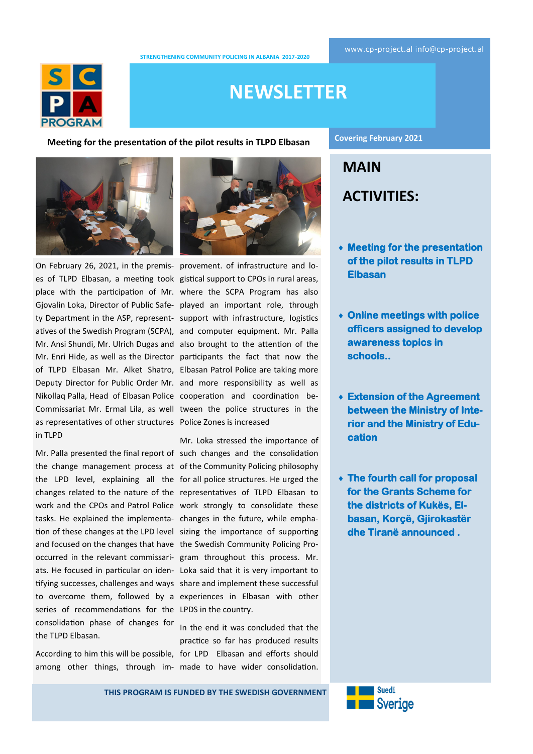STRENGTHENING COMMUNITY POLICING IN ALBANIA 2017-2020

www.cp-project.al info@cp-project.al

SCPA PROGRAM

# NEWSLETTER

Covering February 2021

## Meeting for the presentation of the pilot results in TLPD Elbasan

On February 26, 2021, in the premises of TLPD Elbasan, a meeting took place with the participation of Mr. Gjovalin Loka, Director of Public Safety Department in the ASP, representatives of the Swedish Program (SCPA), Mr. Ansi Shundi, Mr. Ulrich Dugas and Mr. Enri Hide, as well as the Director of TLPD Elbasan Mr. Alket Shatro, Deputy Director for Public Order Mr. Nikollaq Palla, Head of Elbasan Police Commissariat Mr. Ermal Lila, as well as representatives of other structures in TLPD

Mr. Palla presented the final report of the change management process at the LPD level, explaining all the changes related to the nature of the work and the CPOs and Patrol Police tasks. He explained the implementation of these changes at the LPD level and focused on the changes that have occurred in the relevant commissariats. He focused in particular on identifying successes, challenges and ways to overcome them, followed by a series of recommendations for the consolidation phase of changes for the TLPD Elbasan.

According to him this will be possible, among other things, through improvement. of infrastructure and logistical support to CPOs in rural areas, where the SCPA Program has also played an important role, through support with infrastructure, logistics and computer equipment. Mr. Palla also brought to the attention of the participants the fact that now the Elbasan Patrol Police are taking more and more responsibility as well as cooperation and coordination between the police structures in the Police Zones is increased

Mr. Loka stressed the importance of such changes and the consolidation of the Community Policing philosophy for all police structures. He urged the representatives of TLPD Elbasan to work strongly to consolidate these changes in the future, while emphasizing the importance of supporting the Swedish Community Policing Program throughout this process. Mr. Loka said that it is very important to share and implement these successful experiences in Elbasan with other LPDS in the country.

In the end it was concluded that the practice so far has produced results for LPD Elbasan and efforts should made to have wider consolidation.

## MAIN ACTIVITIES:

- **Meeting for the presentation of the pilot results in TLPD Elbasan**
- **Online meetings with police officers assigned to develop awareness topics in schools..**
- **Extension of the Agreement between the Ministry of Interior and the Ministry of Education**
- **The fourth call for proposal for the Grants Scheme for the districts of Kukës, Elbasan, Korçë, Gjirokastër dhe Tiranë announced .**

THIS PROGRAM IS FUNDED BY THE SWEDISH GOVERNMENT

Suedi Sverige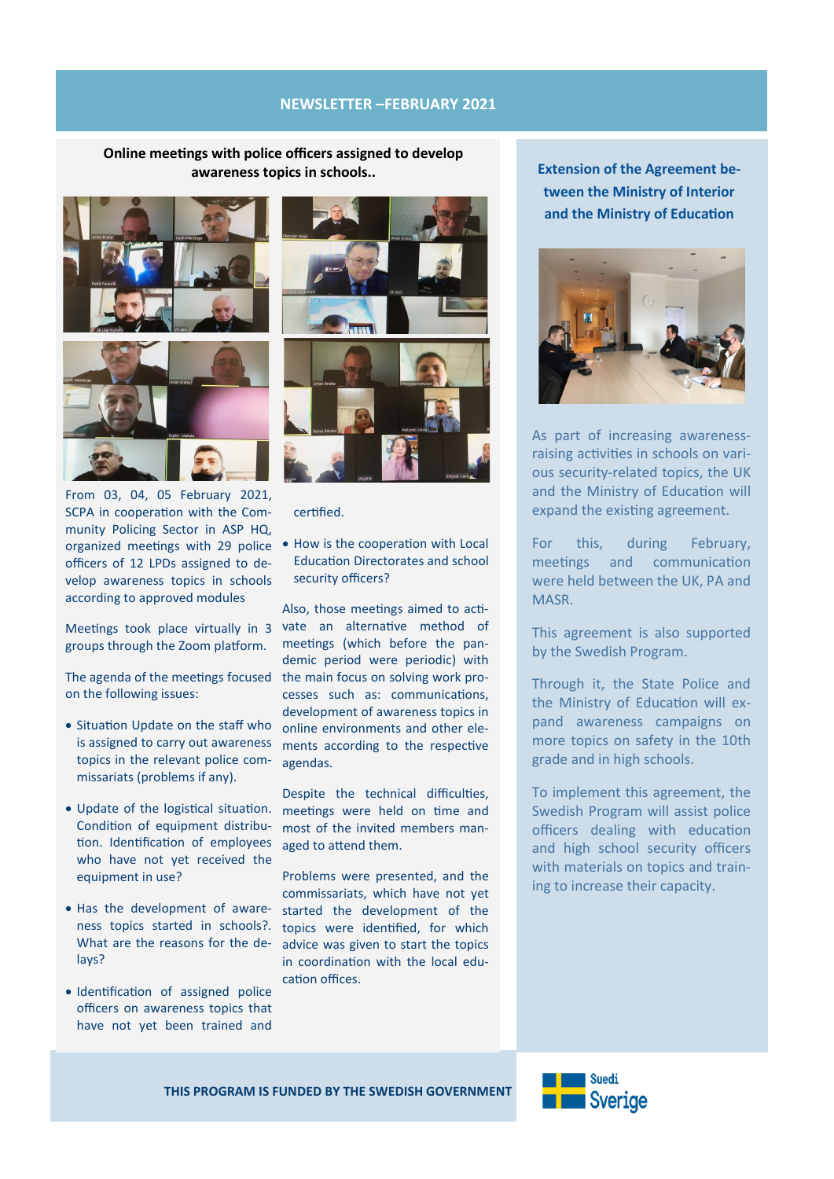# NEWSLETTER –FEBRUARY 2021

## Online meetings with police officers assigned to develop awareness topics in schools..

From 03, 04, 05 February 2021, SCPA in cooperation with the Community Policing Sector in ASP HQ, organized meetings with 29 police officers of 12 LPDs assigned to develop awareness topics in schools according to approved modules

Meetings took place virtually in 3 groups through the Zoom platform.

The agenda of the meetings focused on the following issues:

- Situation Update on the staff who is assigned to carry out awareness topics in the relevant police commissariats (problems if any).
- Update of the logistical situation. Condition of equipment distribution. Identification of employees who have not yet received the equipment in use?
- Has the development of awareness topics started in schools?. What are the reasons for the delays?
- Identification of assigned police officers on awareness topics that have not yet been trained and certified.
- How is the cooperation with Local Education Directorates and school security officers?

Also, those meetings aimed to activate an alternative method of meetings (which before the pandemic period were periodic) with the main focus on solving work processes such as: communications, development of awareness topics in online environments and other elements according to the respective agendas.

Despite the technical difficulties, meetings were held on time and most of the invited members managed to attend them.

Problems were presented, and the commissariats, which have not yet started the development of the topics were identified, for which advice was given to start the topics in coordination with the local education offices.

## Extension of the Agreement between the Ministry of Interior and the Ministry of Education

As part of increasing awareness-raising activities in schools on various security-related topics, the UK and the Ministry of Education will expand the existing agreement.

For this, during February, meetings and communication were held between the UK, PA and MASR.

This agreement is also supported by the Swedish Program.

Through it, the State Police and the Ministry of Education will expand awareness campaigns on more topics on safety in the 10th grade and in high schools.

To implement this agreement, the Swedish Program will assist police officers dealing with education and high school security officers with materials on topics and training to increase their capacity.

**THIS PROGRAM IS FUNDED BY THE SWEDISH GOVERNMENT**

Suedi
Sverige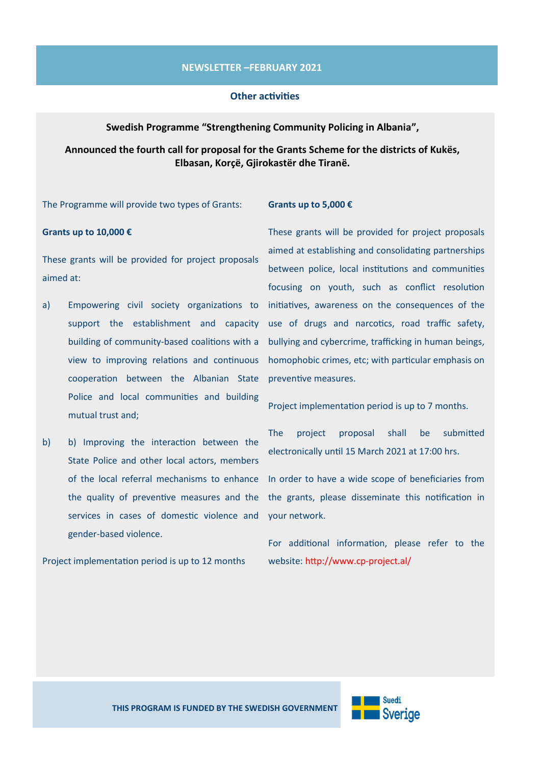NEWSLETTER –FEBRUARY 2021

## Other activities

### Swedish Programme "Strengthening Community Policing in Albania",

### Announced the fourth call for proposal for the Grants Scheme for the districts of Kukës, Elbasan, Korçë, Gjirokastër dhe Tiranë.

The Programme will provide two types of Grants:

**Grants up to 10,000 €**

These grants will be provided for project proposals aimed at:

a) Empowering civil society organizations to support the establishment and capacity building of community-based coalitions with a view to improving relations and continuous cooperation between the Albanian State Police and local communities and building mutual trust and;

b) b) Improving the interaction between the State Police and other local actors, members of the local referral mechanisms to enhance the quality of preventive measures and the services in cases of domestic violence and gender-based violence.

Project implementation period is up to 12 months

**Grants up to 5,000 €**

These grants will be provided for project proposals aimed at establishing and consolidating partnerships between police, local institutions and communities focusing on youth, such as conflict resolution initiatives, awareness on the consequences of the use of drugs and narcotics, road traffic safety, bullying and cybercrime, trafficking in human beings, homophobic crimes, etc; with particular emphasis on preventive measures.

Project implementation period is up to 7 months.

The project proposal shall be submitted electronically until 15 March 2021 at 17:00 hrs.

In order to have a wide scope of beneficiaries from the grants, please disseminate this notification in your network.

For additional information, please refer to the website: http://www.cp-project.al/

**THIS PROGRAM IS FUNDED BY THE SWEDISH GOVERNMENT**

Suedi
Sverige